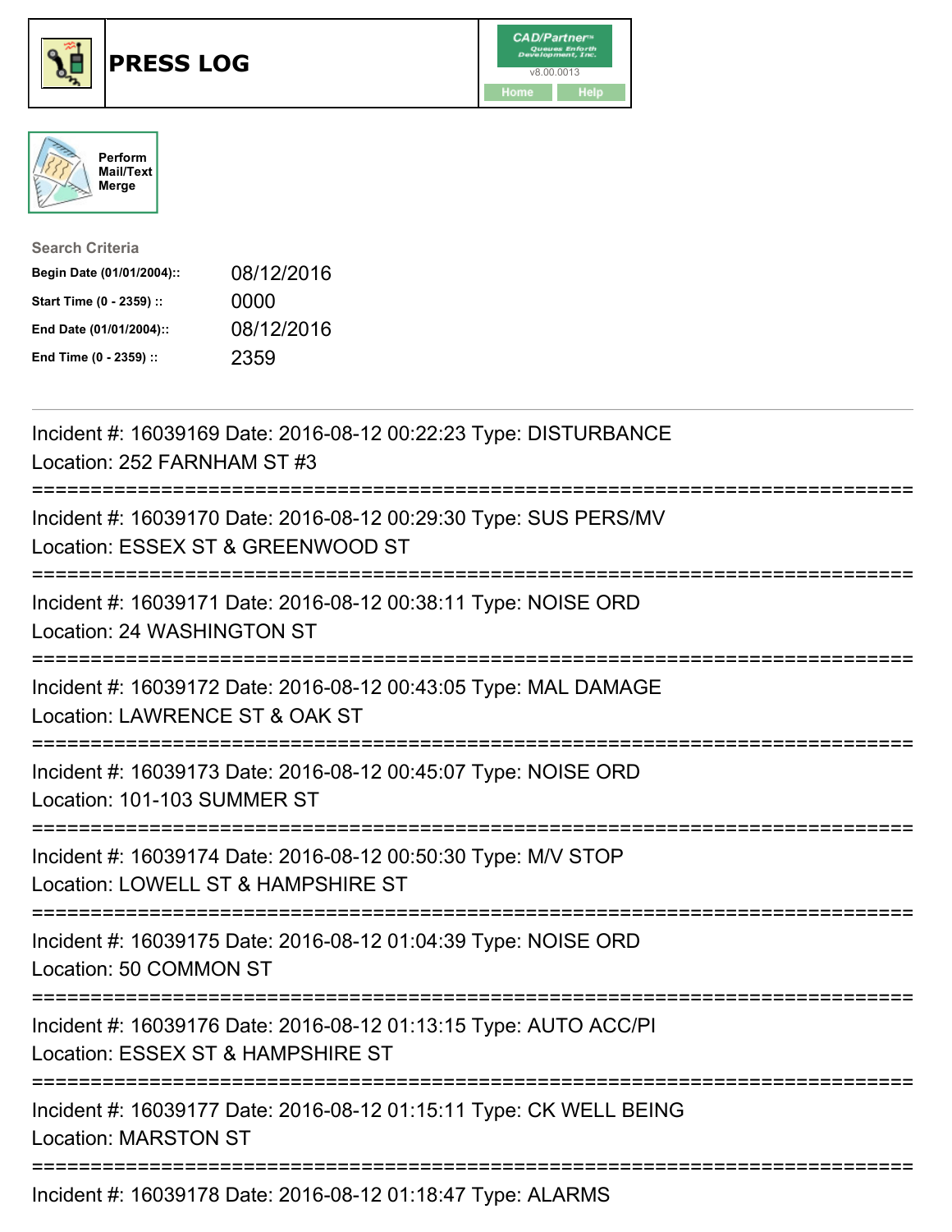# PRESS LOG

CAD/Partner™ v8.00.0013

Home | Help

Perform Mail/Text Merge

**Search Criteria**

| | |
|---|---|
| **Begin Date (01/01/2004)::** | 08/12/2016 |
| **Start Time (0 - 2359) ::** | 0000 |
| **End Date (01/01/2004)::** | 08/12/2016 |
| **End Time (0 - 2359) ::** | 2359 |

---

Incident #: 16039169 Date: 2016-08-12 00:22:23 Type: DISTURBANCE
Location: 252 FARNHAM ST #3

===========================================================================

Incident #: 16039170 Date: 2016-08-12 00:29:30 Type: SUS PERS/MV
Location: ESSEX ST & GREENWOOD ST

===========================================================================

Incident #: 16039171 Date: 2016-08-12 00:38:11 Type: NOISE ORD
Location: 24 WASHINGTON ST

===========================================================================

Incident #: 16039172 Date: 2016-08-12 00:43:05 Type: MAL DAMAGE
Location: LAWRENCE ST & OAK ST

===========================================================================

Incident #: 16039173 Date: 2016-08-12 00:45:07 Type: NOISE ORD
Location: 101-103 SUMMER ST

===========================================================================

Incident #: 16039174 Date: 2016-08-12 00:50:30 Type: M/V STOP
Location: LOWELL ST & HAMPSHIRE ST

===========================================================================

Incident #: 16039175 Date: 2016-08-12 01:04:39 Type: NOISE ORD
Location: 50 COMMON ST

===========================================================================

Incident #: 16039176 Date: 2016-08-12 01:13:15 Type: AUTO ACC/PI
Location: ESSEX ST & HAMPSHIRE ST

===========================================================================

Incident #: 16039177 Date: 2016-08-12 01:15:11 Type: CK WELL BEING
Location: MARSTON ST

===========================================================================

Incident #: 16039178 Date: 2016-08-12 01:18:47 Type: ALARMS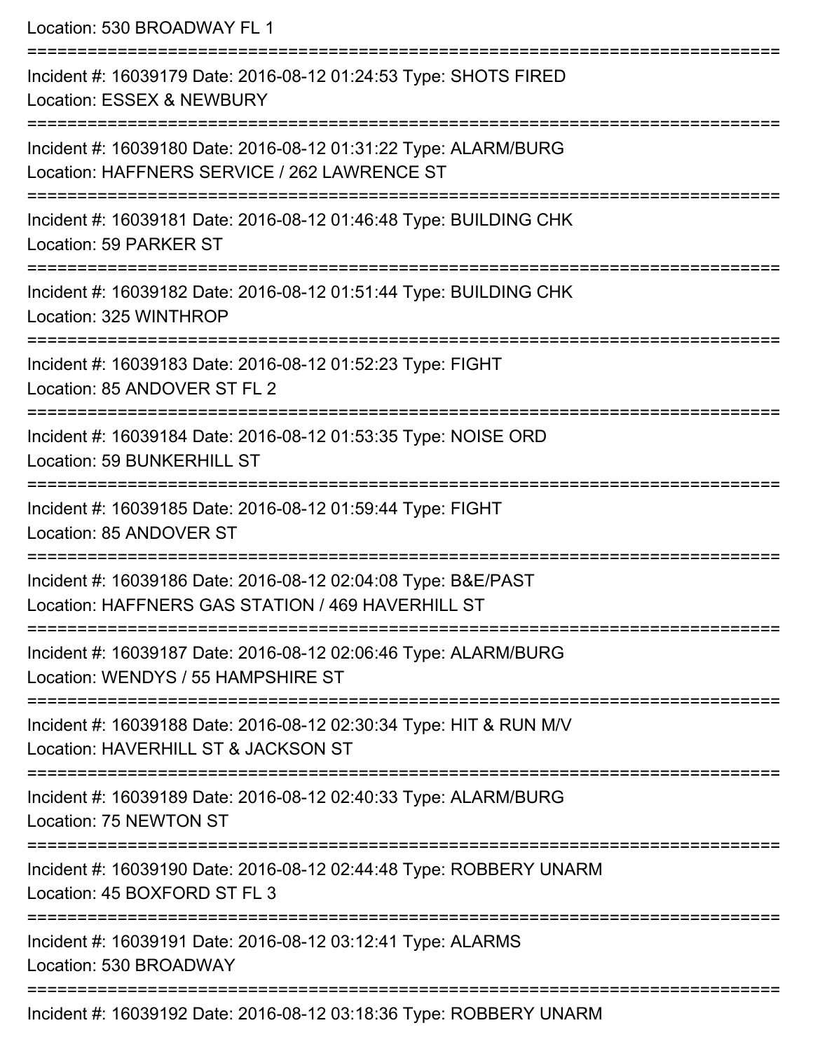Location: 530 BROADWAY FL 1

===========================================================================

Incident #: 16039179 Date: 2016-08-12 01:24:53 Type: SHOTS FIRED
Location: ESSEX & NEWBURY

===========================================================================

Incident #: 16039180 Date: 2016-08-12 01:31:22 Type: ALARM/BURG
Location: HAFFNERS SERVICE / 262 LAWRENCE ST

===========================================================================

Incident #: 16039181 Date: 2016-08-12 01:46:48 Type: BUILDING CHK
Location: 59 PARKER ST

===========================================================================

Incident #: 16039182 Date: 2016-08-12 01:51:44 Type: BUILDING CHK
Location: 325 WINTHROP

===========================================================================

Incident #: 16039183 Date: 2016-08-12 01:52:23 Type: FIGHT
Location: 85 ANDOVER ST FL 2

===========================================================================

Incident #: 16039184 Date: 2016-08-12 01:53:35 Type: NOISE ORD
Location: 59 BUNKERHILL ST

===========================================================================

Incident #: 16039185 Date: 2016-08-12 01:59:44 Type: FIGHT
Location: 85 ANDOVER ST

===========================================================================

Incident #: 16039186 Date: 2016-08-12 02:04:08 Type: B&E/PAST
Location: HAFFNERS GAS STATION / 469 HAVERHILL ST

===========================================================================

Incident #: 16039187 Date: 2016-08-12 02:06:46 Type: ALARM/BURG
Location: WENDYS / 55 HAMPSHIRE ST

===========================================================================

Incident #: 16039188 Date: 2016-08-12 02:30:34 Type: HIT & RUN M/V
Location: HAVERHILL ST & JACKSON ST

===========================================================================

Incident #: 16039189 Date: 2016-08-12 02:40:33 Type: ALARM/BURG
Location: 75 NEWTON ST

===========================================================================

Incident #: 16039190 Date: 2016-08-12 02:44:48 Type: ROBBERY UNARM
Location: 45 BOXFORD ST FL 3

===========================================================================

Incident #: 16039191 Date: 2016-08-12 03:12:41 Type: ALARMS
Location: 530 BROADWAY

===========================================================================

Incident #: 16039192 Date: 2016-08-12 03:18:36 Type: ROBBERY UNARM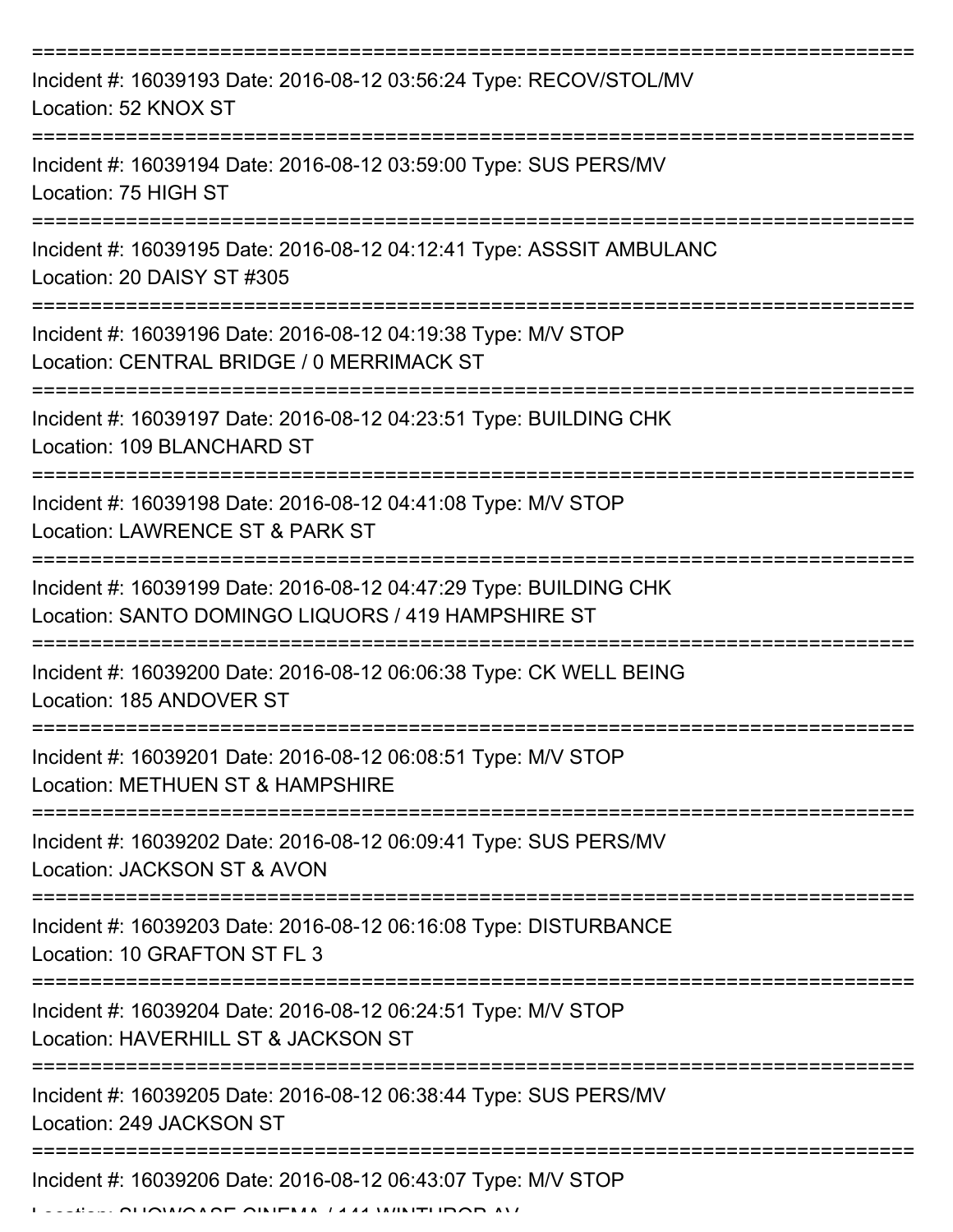Incident #: 16039193 Date: 2016-08-12 03:56:24 Type: RECOV/STOL/MV
Location: 52 KNOX ST

Incident #: 16039194 Date: 2016-08-12 03:59:00 Type: SUS PERS/MV
Location: 75 HIGH ST

Incident #: 16039195 Date: 2016-08-12 04:12:41 Type: ASSSIT AMBULANC
Location: 20 DAISY ST #305

Incident #: 16039196 Date: 2016-08-12 04:19:38 Type: M/V STOP
Location: CENTRAL BRIDGE / 0 MERRIMACK ST

Incident #: 16039197 Date: 2016-08-12 04:23:51 Type: BUILDING CHK
Location: 109 BLANCHARD ST

Incident #: 16039198 Date: 2016-08-12 04:41:08 Type: M/V STOP
Location: LAWRENCE ST & PARK ST

Incident #: 16039199 Date: 2016-08-12 04:47:29 Type: BUILDING CHK
Location: SANTO DOMINGO LIQUORS / 419 HAMPSHIRE ST

Incident #: 16039200 Date: 2016-08-12 06:06:38 Type: CK WELL BEING
Location: 185 ANDOVER ST

Incident #: 16039201 Date: 2016-08-12 06:08:51 Type: M/V STOP
Location: METHUEN ST & HAMPSHIRE

Incident #: 16039202 Date: 2016-08-12 06:09:41 Type: SUS PERS/MV
Location: JACKSON ST & AVON

Incident #: 16039203 Date: 2016-08-12 06:16:08 Type: DISTURBANCE
Location: 10 GRAFTON ST FL 3

Incident #: 16039204 Date: 2016-08-12 06:24:51 Type: M/V STOP
Location: HAVERHILL ST & JACKSON ST

Incident #: 16039205 Date: 2016-08-12 06:38:44 Type: SUS PERS/MV
Location: 249 JACKSON ST

Incident #: 16039206 Date: 2016-08-12 06:43:07 Type: M/V STOP
Location: SHOWCASE CINEMA / 141 WINTHROP AV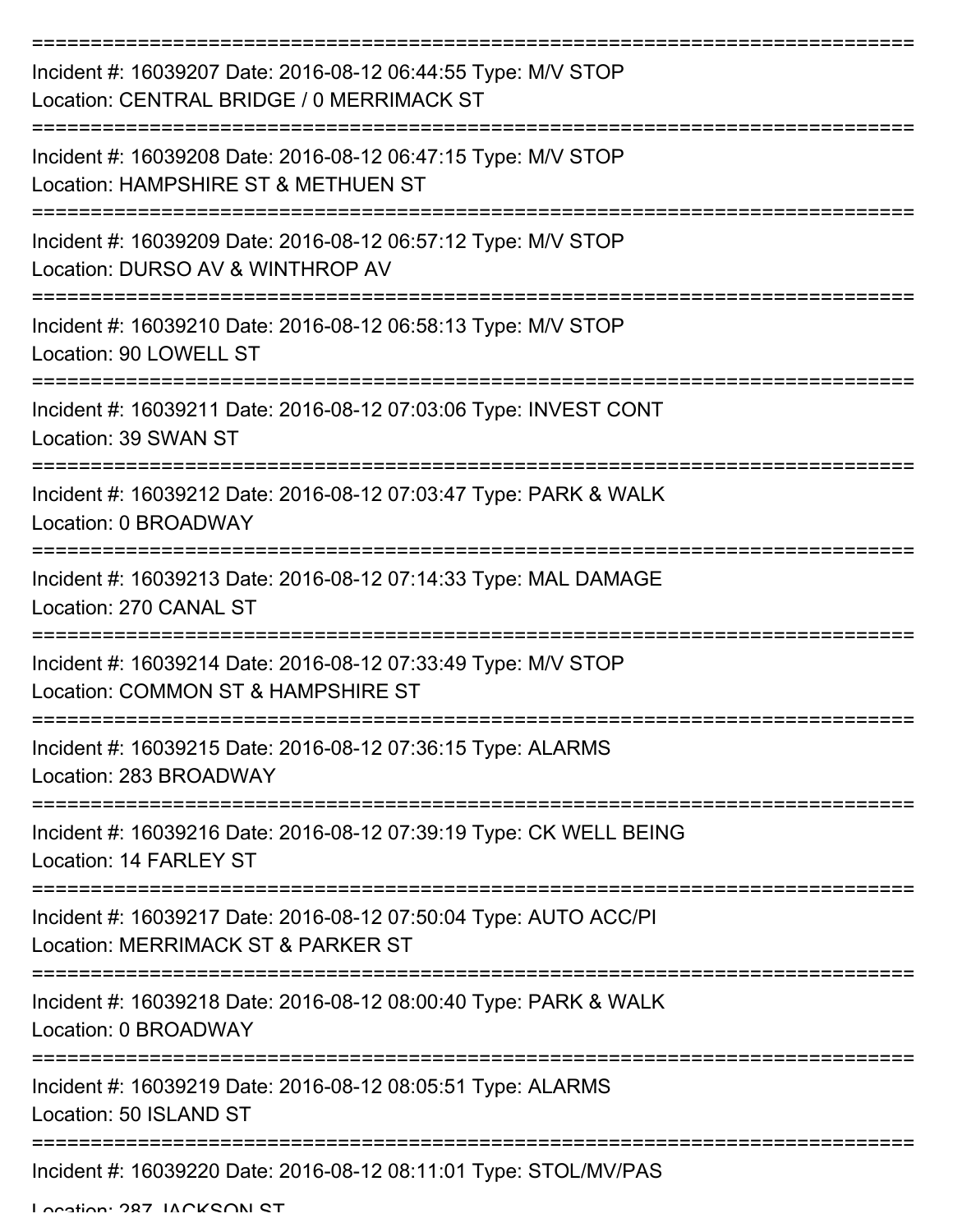Incident #: 16039207 Date: 2016-08-12 06:44:55 Type: M/V STOP
Location: CENTRAL BRIDGE / 0 MERRIMACK ST

Incident #: 16039208 Date: 2016-08-12 06:47:15 Type: M/V STOP
Location: HAMPSHIRE ST & METHUEN ST

Incident #: 16039209 Date: 2016-08-12 06:57:12 Type: M/V STOP
Location: DURSO AV & WINTHROP AV

Incident #: 16039210 Date: 2016-08-12 06:58:13 Type: M/V STOP
Location: 90 LOWELL ST

Incident #: 16039211 Date: 2016-08-12 07:03:06 Type: INVEST CONT
Location: 39 SWAN ST

Incident #: 16039212 Date: 2016-08-12 07:03:47 Type: PARK & WALK
Location: 0 BROADWAY

Incident #: 16039213 Date: 2016-08-12 07:14:33 Type: MAL DAMAGE
Location: 270 CANAL ST

Incident #: 16039214 Date: 2016-08-12 07:33:49 Type: M/V STOP
Location: COMMON ST & HAMPSHIRE ST

Incident #: 16039215 Date: 2016-08-12 07:36:15 Type: ALARMS
Location: 283 BROADWAY

Incident #: 16039216 Date: 2016-08-12 07:39:19 Type: CK WELL BEING
Location: 14 FARLEY ST

Incident #: 16039217 Date: 2016-08-12 07:50:04 Type: AUTO ACC/PI
Location: MERRIMACK ST & PARKER ST

Incident #: 16039218 Date: 2016-08-12 08:00:40 Type: PARK & WALK
Location: 0 BROADWAY

Incident #: 16039219 Date: 2016-08-12 08:05:51 Type: ALARMS
Location: 50 ISLAND ST

Incident #: 16039220 Date: 2016-08-12 08:11:01 Type: STOL/MV/PAS
Location: 287 JACKSON ST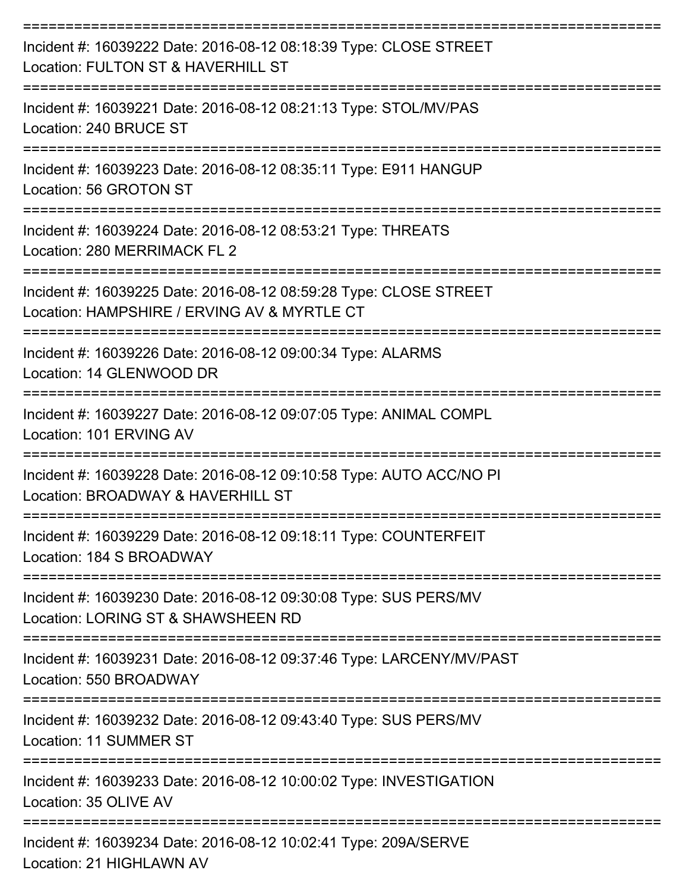===========================================================================

Incident #: 16039222 Date: 2016-08-12 08:18:39 Type: CLOSE STREET
Location: FULTON ST & HAVERHILL ST

===========================================================================

Incident #: 16039221 Date: 2016-08-12 08:21:13 Type: STOL/MV/PAS
Location: 240 BRUCE ST

===========================================================================

Incident #: 16039223 Date: 2016-08-12 08:35:11 Type: E911 HANGUP
Location: 56 GROTON ST

===========================================================================

Incident #: 16039224 Date: 2016-08-12 08:53:21 Type: THREATS
Location: 280 MERRIMACK FL 2

===========================================================================

Incident #: 16039225 Date: 2016-08-12 08:59:28 Type: CLOSE STREET
Location: HAMPSHIRE / ERVING AV & MYRTLE CT

===========================================================================

Incident #: 16039226 Date: 2016-08-12 09:00:34 Type: ALARMS
Location: 14 GLENWOOD DR

===========================================================================

Incident #: 16039227 Date: 2016-08-12 09:07:05 Type: ANIMAL COMPL
Location: 101 ERVING AV

===========================================================================

Incident #: 16039228 Date: 2016-08-12 09:10:58 Type: AUTO ACC/NO PI
Location: BROADWAY & HAVERHILL ST

===========================================================================

Incident #: 16039229 Date: 2016-08-12 09:18:11 Type: COUNTERFEIT
Location: 184 S BROADWAY

===========================================================================

Incident #: 16039230 Date: 2016-08-12 09:30:08 Type: SUS PERS/MV
Location: LORING ST & SHAWSHEEN RD

===========================================================================

Incident #: 16039231 Date: 2016-08-12 09:37:46 Type: LARCENY/MV/PAST
Location: 550 BROADWAY

===========================================================================

Incident #: 16039232 Date: 2016-08-12 09:43:40 Type: SUS PERS/MV
Location: 11 SUMMER ST

===========================================================================

Incident #: 16039233 Date: 2016-08-12 10:00:02 Type: INVESTIGATION
Location: 35 OLIVE AV

===========================================================================

Incident #: 16039234 Date: 2016-08-12 10:02:41 Type: 209A/SERVE
Location: 21 HIGHLAWN AV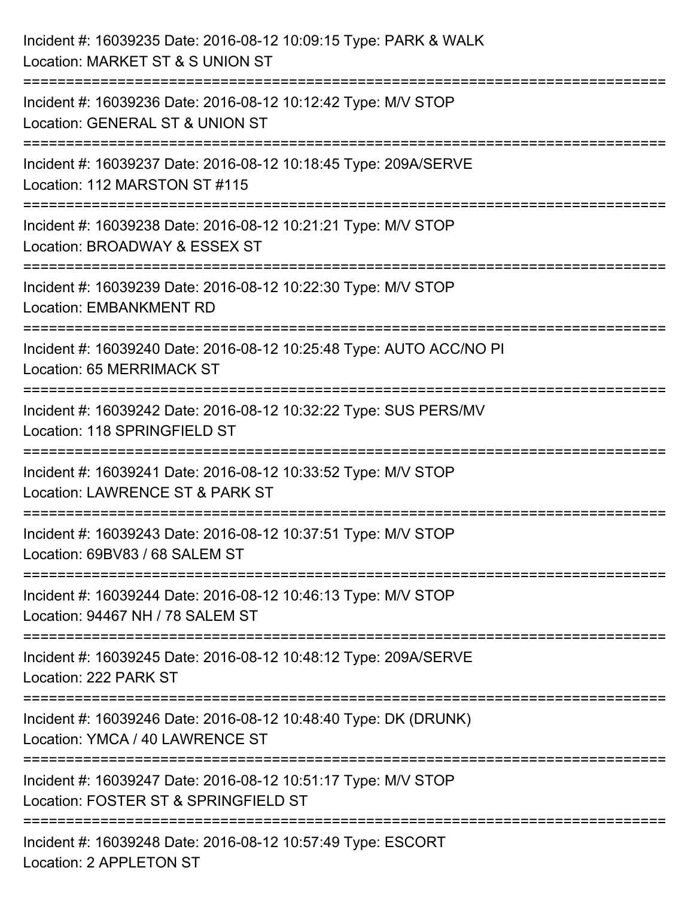Incident #: 16039235 Date: 2016-08-12 10:09:15 Type: PARK & WALK
Location: MARKET ST & S UNION ST

===========================================================================

Incident #: 16039236 Date: 2016-08-12 10:12:42 Type: M/V STOP
Location: GENERAL ST & UNION ST

===========================================================================

Incident #: 16039237 Date: 2016-08-12 10:18:45 Type: 209A/SERVE
Location: 112 MARSTON ST #115

===========================================================================

Incident #: 16039238 Date: 2016-08-12 10:21:21 Type: M/V STOP
Location: BROADWAY & ESSEX ST

===========================================================================

Incident #: 16039239 Date: 2016-08-12 10:22:30 Type: M/V STOP
Location: EMBANKMENT RD

===========================================================================

Incident #: 16039240 Date: 2016-08-12 10:25:48 Type: AUTO ACC/NO PI
Location: 65 MERRIMACK ST

===========================================================================

Incident #: 16039242 Date: 2016-08-12 10:32:22 Type: SUS PERS/MV
Location: 118 SPRINGFIELD ST

===========================================================================

Incident #: 16039241 Date: 2016-08-12 10:33:52 Type: M/V STOP
Location: LAWRENCE ST & PARK ST

===========================================================================

Incident #: 16039243 Date: 2016-08-12 10:37:51 Type: M/V STOP
Location: 69BV83 / 68 SALEM ST

===========================================================================

Incident #: 16039244 Date: 2016-08-12 10:46:13 Type: M/V STOP
Location: 94467 NH / 78 SALEM ST

===========================================================================

Incident #: 16039245 Date: 2016-08-12 10:48:12 Type: 209A/SERVE
Location: 222 PARK ST

===========================================================================

Incident #: 16039246 Date: 2016-08-12 10:48:40 Type: DK (DRUNK)
Location: YMCA / 40 LAWRENCE ST

===========================================================================

Incident #: 16039247 Date: 2016-08-12 10:51:17 Type: M/V STOP
Location: FOSTER ST & SPRINGFIELD ST

===========================================================================

Incident #: 16039248 Date: 2016-08-12 10:57:49 Type: ESCORT
Location: 2 APPLETON ST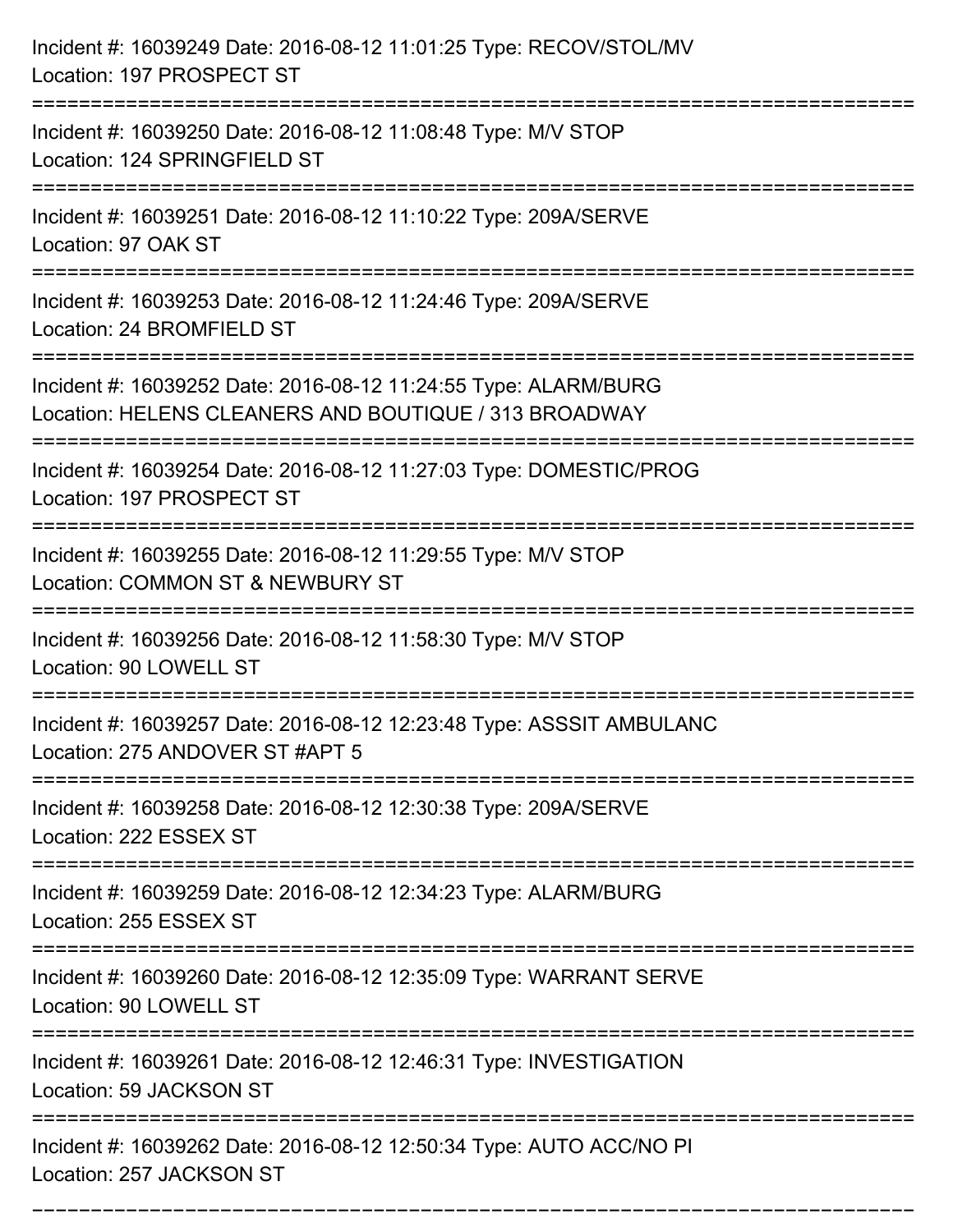Incident #: 16039249 Date: 2016-08-12 11:01:25 Type: RECOV/STOL/MV
Location: 197 PROSPECT ST

===========================================================================

Incident #: 16039250 Date: 2016-08-12 11:08:48 Type: M/V STOP
Location: 124 SPRINGFIELD ST

===========================================================================

Incident #: 16039251 Date: 2016-08-12 11:10:22 Type: 209A/SERVE
Location: 97 OAK ST

===========================================================================

Incident #: 16039253 Date: 2016-08-12 11:24:46 Type: 209A/SERVE
Location: 24 BROMFIELD ST

===========================================================================

Incident #: 16039252 Date: 2016-08-12 11:24:55 Type: ALARM/BURG
Location: HELENS CLEANERS AND BOUTIQUE / 313 BROADWAY

===========================================================================

Incident #: 16039254 Date: 2016-08-12 11:27:03 Type: DOMESTIC/PROG
Location: 197 PROSPECT ST

===========================================================================

Incident #: 16039255 Date: 2016-08-12 11:29:55 Type: M/V STOP
Location: COMMON ST & NEWBURY ST

===========================================================================

Incident #: 16039256 Date: 2016-08-12 11:58:30 Type: M/V STOP
Location: 90 LOWELL ST

===========================================================================

Incident #: 16039257 Date: 2016-08-12 12:23:48 Type: ASSSIT AMBULANC
Location: 275 ANDOVER ST #APT 5

===========================================================================

Incident #: 16039258 Date: 2016-08-12 12:30:38 Type: 209A/SERVE
Location: 222 ESSEX ST

===========================================================================

Incident #: 16039259 Date: 2016-08-12 12:34:23 Type: ALARM/BURG
Location: 255 ESSEX ST

===========================================================================

Incident #: 16039260 Date: 2016-08-12 12:35:09 Type: WARRANT SERVE
Location: 90 LOWELL ST

===========================================================================

Incident #: 16039261 Date: 2016-08-12 12:46:31 Type: INVESTIGATION
Location: 59 JACKSON ST

===========================================================================

Incident #: 16039262 Date: 2016-08-12 12:50:34 Type: AUTO ACC/NO PI
Location: 257 JACKSON ST

===========================================================================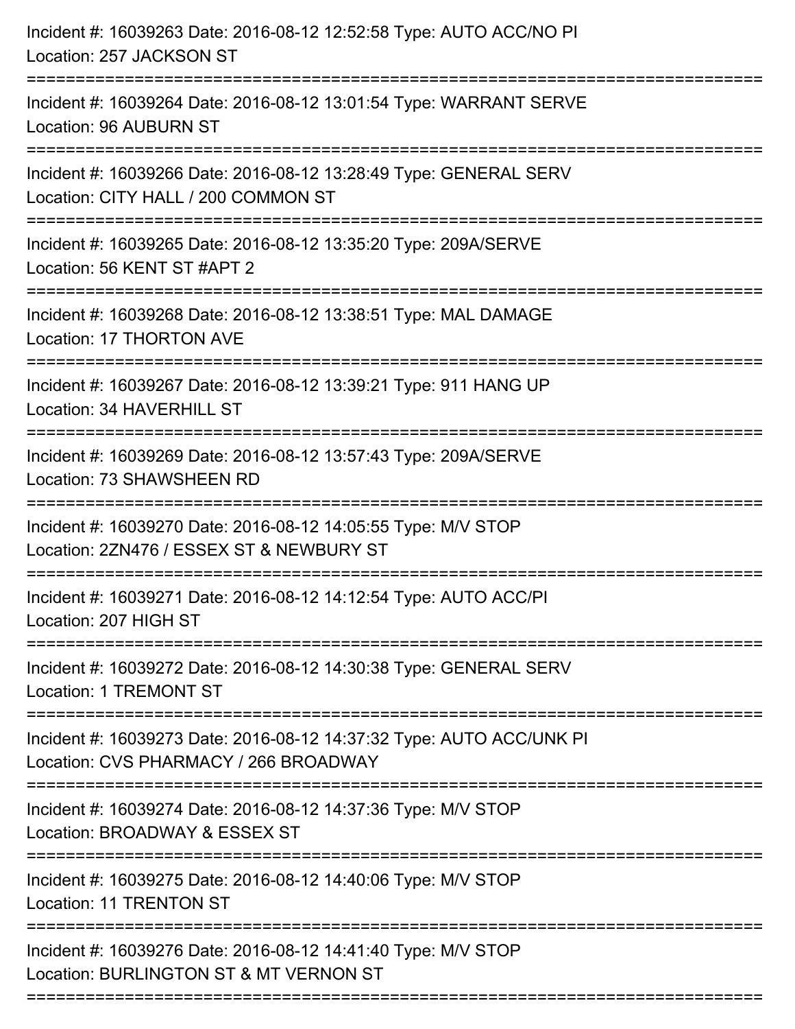Incident #: 16039263 Date: 2016-08-12 12:52:58 Type: AUTO ACC/NO PI
Location: 257 JACKSON ST

===========================================================================

Incident #: 16039264 Date: 2016-08-12 13:01:54 Type: WARRANT SERVE
Location: 96 AUBURN ST

===========================================================================

Incident #: 16039266 Date: 2016-08-12 13:28:49 Type: GENERAL SERV
Location: CITY HALL / 200 COMMON ST

===========================================================================

Incident #: 16039265 Date: 2016-08-12 13:35:20 Type: 209A/SERVE
Location: 56 KENT ST #APT 2

===========================================================================

Incident #: 16039268 Date: 2016-08-12 13:38:51 Type: MAL DAMAGE
Location: 17 THORTON AVE

===========================================================================

Incident #: 16039267 Date: 2016-08-12 13:39:21 Type: 911 HANG UP
Location: 34 HAVERHILL ST

===========================================================================

Incident #: 16039269 Date: 2016-08-12 13:57:43 Type: 209A/SERVE
Location: 73 SHAWSHEEN RD

===========================================================================

Incident #: 16039270 Date: 2016-08-12 14:05:55 Type: M/V STOP
Location: 2ZN476 / ESSEX ST & NEWBURY ST

===========================================================================

Incident #: 16039271 Date: 2016-08-12 14:12:54 Type: AUTO ACC/PI
Location: 207 HIGH ST

===========================================================================

Incident #: 16039272 Date: 2016-08-12 14:30:38 Type: GENERAL SERV
Location: 1 TREMONT ST

===========================================================================

Incident #: 16039273 Date: 2016-08-12 14:37:32 Type: AUTO ACC/UNK PI
Location: CVS PHARMACY / 266 BROADWAY

===========================================================================

Incident #: 16039274 Date: 2016-08-12 14:37:36 Type: M/V STOP
Location: BROADWAY & ESSEX ST

===========================================================================

Incident #: 16039275 Date: 2016-08-12 14:40:06 Type: M/V STOP
Location: 11 TRENTON ST

===========================================================================

Incident #: 16039276 Date: 2016-08-12 14:41:40 Type: M/V STOP
Location: BURLINGTON ST & MT VERNON ST

===========================================================================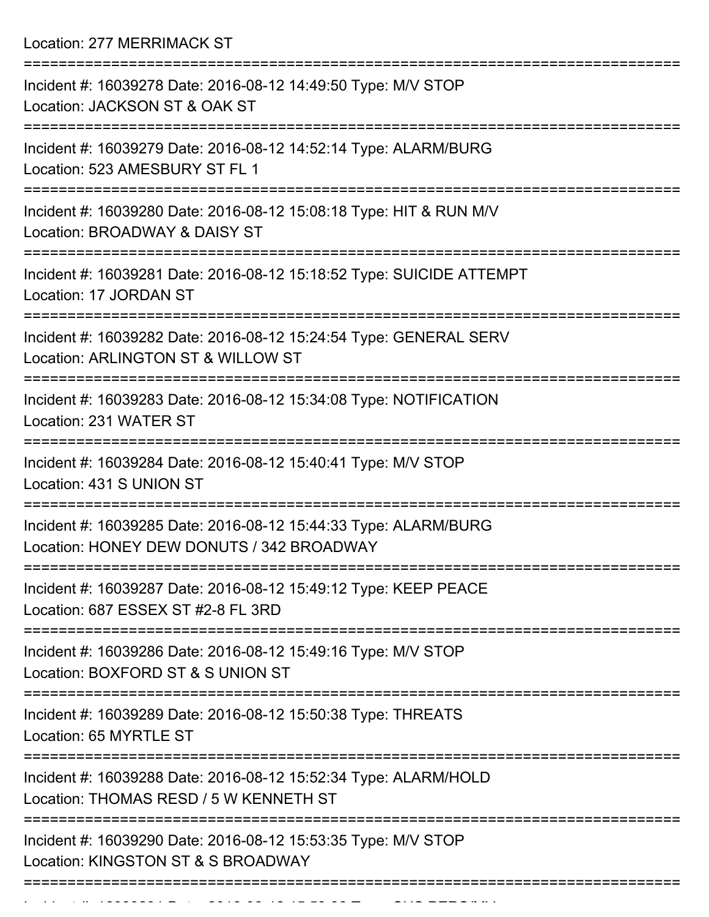Location: 277 MERRIMACK ST

===========================================================================

Incident #: 16039278 Date: 2016-08-12 14:49:50 Type: M/V STOP
Location: JACKSON ST & OAK ST

===========================================================================

Incident #: 16039279 Date: 2016-08-12 14:52:14 Type: ALARM/BURG
Location: 523 AMESBURY ST FL 1

===========================================================================

Incident #: 16039280 Date: 2016-08-12 15:08:18 Type: HIT & RUN M/V
Location: BROADWAY & DAISY ST

===========================================================================

Incident #: 16039281 Date: 2016-08-12 15:18:52 Type: SUICIDE ATTEMPT
Location: 17 JORDAN ST

===========================================================================

Incident #: 16039282 Date: 2016-08-12 15:24:54 Type: GENERAL SERV
Location: ARLINGTON ST & WILLOW ST

===========================================================================

Incident #: 16039283 Date: 2016-08-12 15:34:08 Type: NOTIFICATION
Location: 231 WATER ST

===========================================================================

Incident #: 16039284 Date: 2016-08-12 15:40:41 Type: M/V STOP
Location: 431 S UNION ST

===========================================================================

Incident #: 16039285 Date: 2016-08-12 15:44:33 Type: ALARM/BURG
Location: HONEY DEW DONUTS / 342 BROADWAY

===========================================================================

Incident #: 16039287 Date: 2016-08-12 15:49:12 Type: KEEP PEACE
Location: 687 ESSEX ST #2-8 FL 3RD

===========================================================================

Incident #: 16039286 Date: 2016-08-12 15:49:16 Type: M/V STOP
Location: BOXFORD ST & S UNION ST

===========================================================================

Incident #: 16039289 Date: 2016-08-12 15:50:38 Type: THREATS
Location: 65 MYRTLE ST

===========================================================================

Incident #: 16039288 Date: 2016-08-12 15:52:34 Type: ALARM/HOLD
Location: THOMAS RESD / 5 W KENNETH ST

===========================================================================

Incident #: 16039290 Date: 2016-08-12 15:53:35 Type: M/V STOP
Location: KINGSTON ST & S BROADWAY

===========================================================================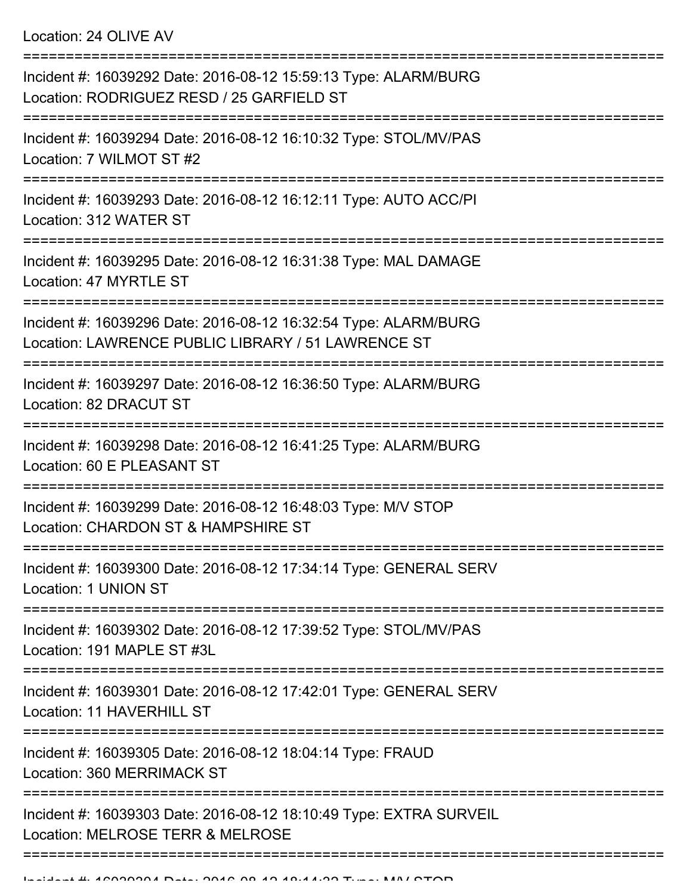Location: 24 OLIVE AV

===========================================================================

Incident #: 16039292 Date: 2016-08-12 15:59:13 Type: ALARM/BURG
Location: RODRIGUEZ RESD / 25 GARFIELD ST

===========================================================================

Incident #: 16039294 Date: 2016-08-12 16:10:32 Type: STOL/MV/PAS
Location: 7 WILMOT ST #2

===========================================================================

Incident #: 16039293 Date: 2016-08-12 16:12:11 Type: AUTO ACC/PI
Location: 312 WATER ST

===========================================================================

Incident #: 16039295 Date: 2016-08-12 16:31:38 Type: MAL DAMAGE
Location: 47 MYRTLE ST

===========================================================================

Incident #: 16039296 Date: 2016-08-12 16:32:54 Type: ALARM/BURG
Location: LAWRENCE PUBLIC LIBRARY / 51 LAWRENCE ST

===========================================================================

Incident #: 16039297 Date: 2016-08-12 16:36:50 Type: ALARM/BURG
Location: 82 DRACUT ST

===========================================================================

Incident #: 16039298 Date: 2016-08-12 16:41:25 Type: ALARM/BURG
Location: 60 E PLEASANT ST

===========================================================================

Incident #: 16039299 Date: 2016-08-12 16:48:03 Type: M/V STOP
Location: CHARDON ST & HAMPSHIRE ST

===========================================================================

Incident #: 16039300 Date: 2016-08-12 17:34:14 Type: GENERAL SERV
Location: 1 UNION ST

===========================================================================

Incident #: 16039302 Date: 2016-08-12 17:39:52 Type: STOL/MV/PAS
Location: 191 MAPLE ST #3L

===========================================================================

Incident #: 16039301 Date: 2016-08-12 17:42:01 Type: GENERAL SERV
Location: 11 HAVERHILL ST

===========================================================================

Incident #: 16039305 Date: 2016-08-12 18:04:14 Type: FRAUD
Location: 360 MERRIMACK ST

===========================================================================

Incident #: 16039303 Date: 2016-08-12 18:10:49 Type: EXTRA SURVEIL
Location: MELROSE TERR & MELROSE

===========================================================================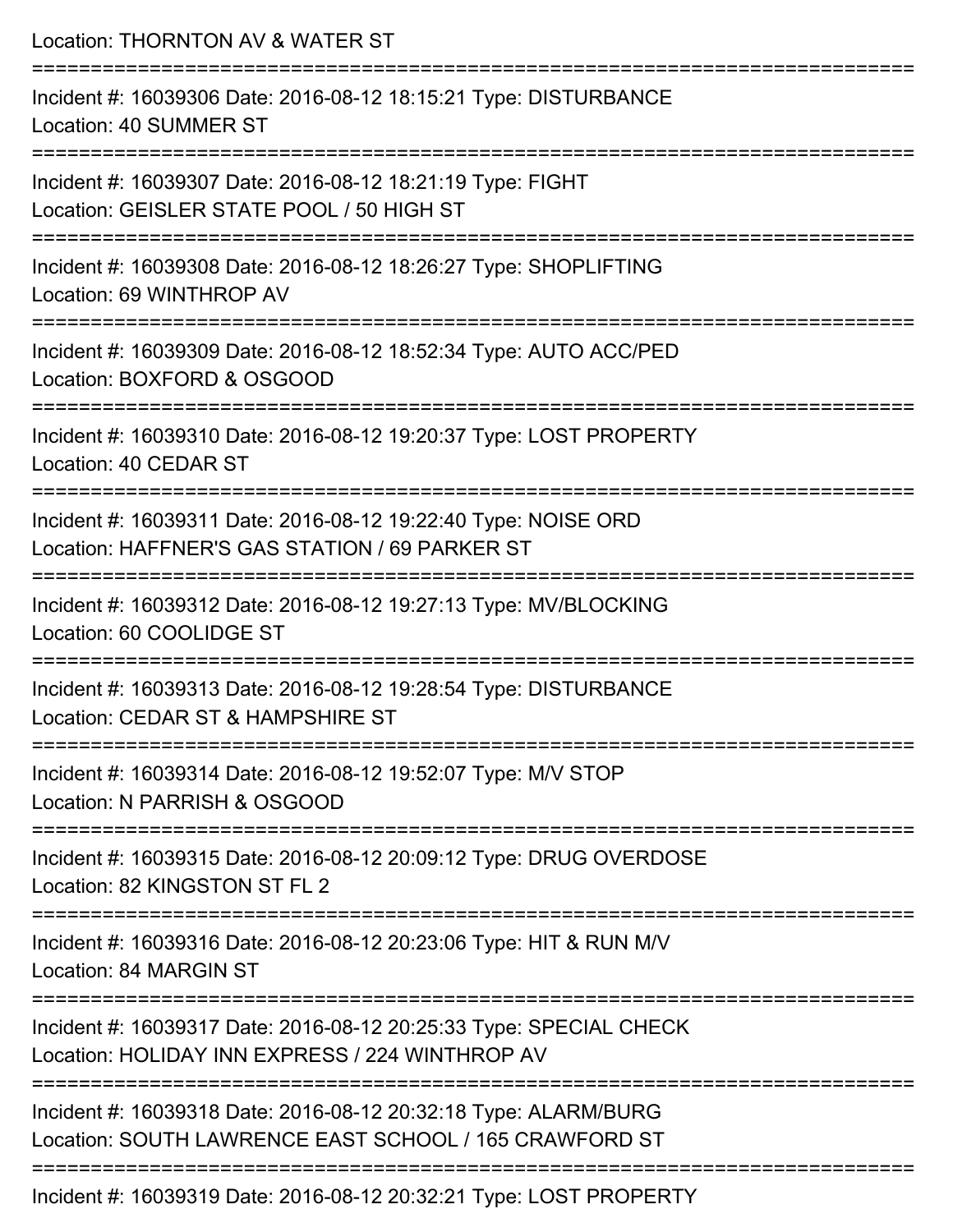Location: THORNTON AV & WATER ST

===========================================================================

Incident #: 16039306 Date: 2016-08-12 18:15:21 Type: DISTURBANCE
Location: 40 SUMMER ST

===========================================================================

Incident #: 16039307 Date: 2016-08-12 18:21:19 Type: FIGHT
Location: GEISLER STATE POOL / 50 HIGH ST

===========================================================================

Incident #: 16039308 Date: 2016-08-12 18:26:27 Type: SHOPLIFTING
Location: 69 WINTHROP AV

===========================================================================

Incident #: 16039309 Date: 2016-08-12 18:52:34 Type: AUTO ACC/PED
Location: BOXFORD & OSGOOD

===========================================================================

Incident #: 16039310 Date: 2016-08-12 19:20:37 Type: LOST PROPERTY
Location: 40 CEDAR ST

===========================================================================

Incident #: 16039311 Date: 2016-08-12 19:22:40 Type: NOISE ORD
Location: HAFFNER'S GAS STATION / 69 PARKER ST

===========================================================================

Incident #: 16039312 Date: 2016-08-12 19:27:13 Type: MV/BLOCKING
Location: 60 COOLIDGE ST

===========================================================================

Incident #: 16039313 Date: 2016-08-12 19:28:54 Type: DISTURBANCE
Location: CEDAR ST & HAMPSHIRE ST

===========================================================================

Incident #: 16039314 Date: 2016-08-12 19:52:07 Type: M/V STOP
Location: N PARRISH & OSGOOD

===========================================================================

Incident #: 16039315 Date: 2016-08-12 20:09:12 Type: DRUG OVERDOSE
Location: 82 KINGSTON ST FL 2

===========================================================================

Incident #: 16039316 Date: 2016-08-12 20:23:06 Type: HIT & RUN M/V
Location: 84 MARGIN ST

===========================================================================

Incident #: 16039317 Date: 2016-08-12 20:25:33 Type: SPECIAL CHECK
Location: HOLIDAY INN EXPRESS / 224 WINTHROP AV

===========================================================================

Incident #: 16039318 Date: 2016-08-12 20:32:18 Type: ALARM/BURG
Location: SOUTH LAWRENCE EAST SCHOOL / 165 CRAWFORD ST

===========================================================================

Incident #: 16039319 Date: 2016-08-12 20:32:21 Type: LOST PROPERTY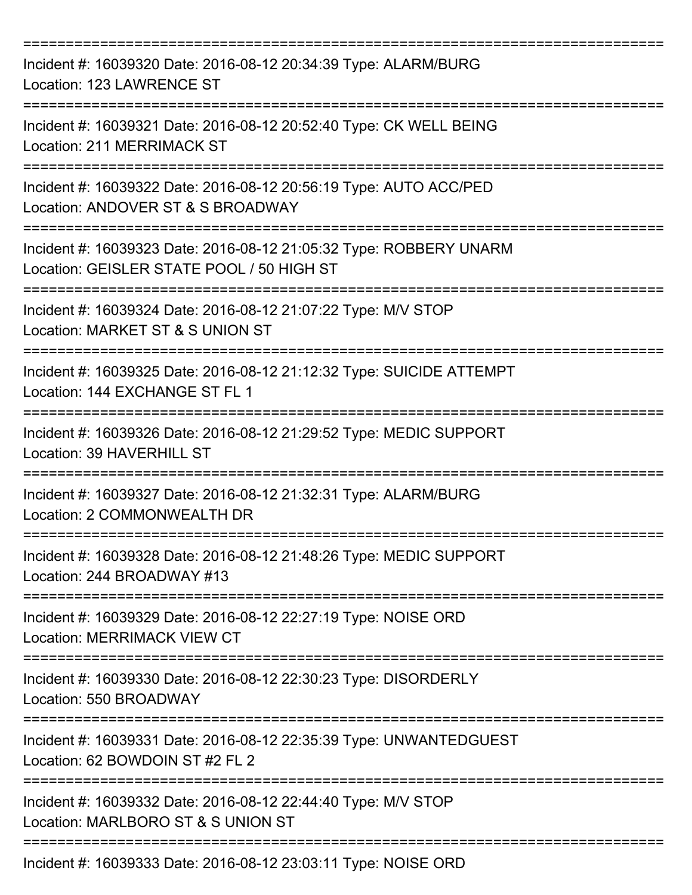===========================================================================

Incident #: 16039320 Date: 2016-08-12 20:34:39 Type: ALARM/BURG
Location: 123 LAWRENCE ST

===========================================================================

Incident #: 16039321 Date: 2016-08-12 20:52:40 Type: CK WELL BEING
Location: 211 MERRIMACK ST

===========================================================================

Incident #: 16039322 Date: 2016-08-12 20:56:19 Type: AUTO ACC/PED
Location: ANDOVER ST & S BROADWAY

===========================================================================

Incident #: 16039323 Date: 2016-08-12 21:05:32 Type: ROBBERY UNARM
Location: GEISLER STATE POOL / 50 HIGH ST

===========================================================================

Incident #: 16039324 Date: 2016-08-12 21:07:22 Type: M/V STOP
Location: MARKET ST & S UNION ST

===========================================================================

Incident #: 16039325 Date: 2016-08-12 21:12:32 Type: SUICIDE ATTEMPT
Location: 144 EXCHANGE ST FL 1

===========================================================================

Incident #: 16039326 Date: 2016-08-12 21:29:52 Type: MEDIC SUPPORT
Location: 39 HAVERHILL ST

===========================================================================

Incident #: 16039327 Date: 2016-08-12 21:32:31 Type: ALARM/BURG
Location: 2 COMMONWEALTH DR

===========================================================================

Incident #: 16039328 Date: 2016-08-12 21:48:26 Type: MEDIC SUPPORT
Location: 244 BROADWAY #13

===========================================================================

Incident #: 16039329 Date: 2016-08-12 22:27:19 Type: NOISE ORD
Location: MERRIMACK VIEW CT

===========================================================================

Incident #: 16039330 Date: 2016-08-12 22:30:23 Type: DISORDERLY
Location: 550 BROADWAY

===========================================================================

Incident #: 16039331 Date: 2016-08-12 22:35:39 Type: UNWANTEDGUEST
Location: 62 BOWDOIN ST #2 FL 2

===========================================================================

Incident #: 16039332 Date: 2016-08-12 22:44:40 Type: M/V STOP
Location: MARLBORO ST & S UNION ST

===========================================================================

Incident #: 16039333 Date: 2016-08-12 23:03:11 Type: NOISE ORD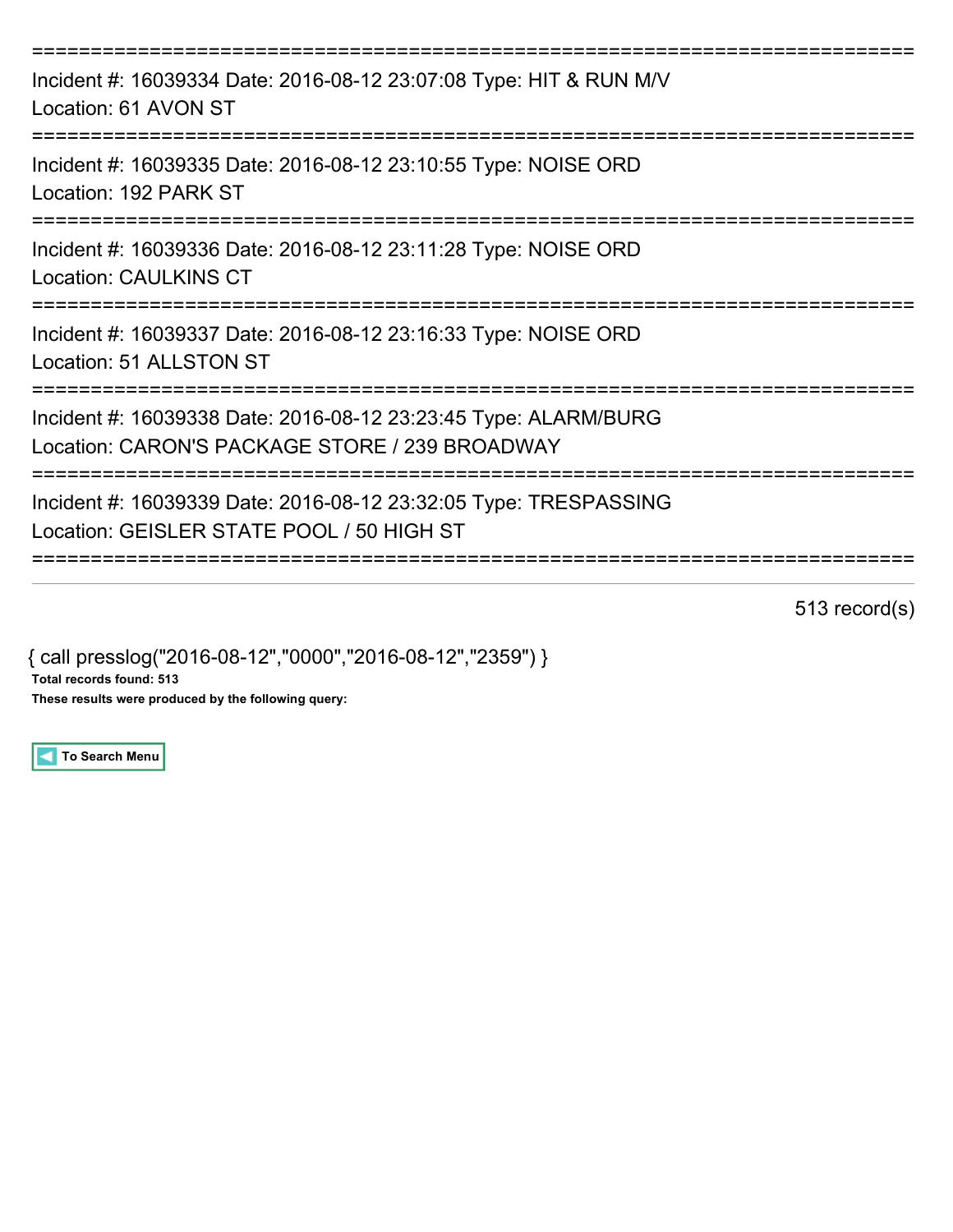===========================================================================

Incident #: 16039334 Date: 2016-08-12 23:07:08 Type: HIT & RUN M/V
Location: 61 AVON ST

===========================================================================

Incident #: 16039335 Date: 2016-08-12 23:10:55 Type: NOISE ORD
Location: 192 PARK ST

===========================================================================

Incident #: 16039336 Date: 2016-08-12 23:11:28 Type: NOISE ORD
Location: CAULKINS CT

===========================================================================

Incident #: 16039337 Date: 2016-08-12 23:16:33 Type: NOISE ORD
Location: 51 ALLSTON ST

===========================================================================

Incident #: 16039338 Date: 2016-08-12 23:23:45 Type: ALARM/BURG
Location: CARON'S PACKAGE STORE / 239 BROADWAY

===========================================================================

Incident #: 16039339 Date: 2016-08-12 23:32:05 Type: TRESPASSING
Location: GEISLER STATE POOL / 50 HIGH ST

===========================================================================

513 record(s)

{ call presslog("2016-08-12","0000","2016-08-12","2359") }

**Total records found: 513**

**These results were produced by the following query:**

**To Search Menu**